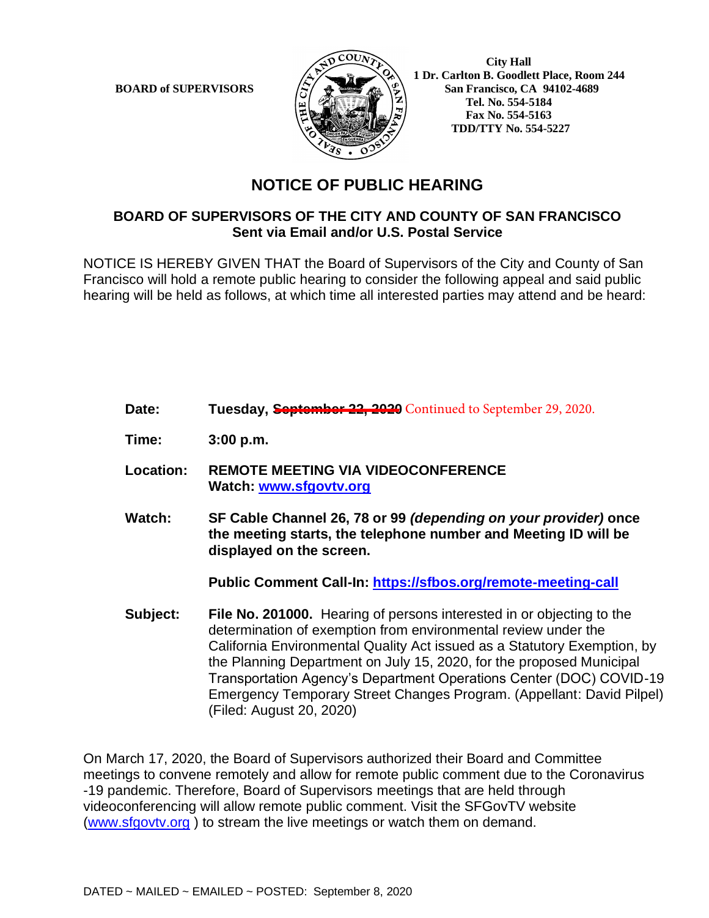**BOARD of SUPERVISORS**

**City Hall**
**1 Dr. Carlton B. Goodlett Place, Room 244**
**San Francisco, CA 94102-4689**
**Tel. No. 554-5184**
**Fax No. 554-5163**
**TDD/TTY No. 554-5227**

# NOTICE OF PUBLIC HEARING

## BOARD OF SUPERVISORS OF THE CITY AND COUNTY OF SAN FRANCISCO
**Sent via Email and/or U.S. Postal Service**

NOTICE IS HEREBY GIVEN THAT the Board of Supervisors of the City and County of San Francisco will hold a remote public hearing to consider the following appeal and said public hearing will be held as follows, at which time all interested parties may attend and be heard:

**Date:** **Tuesday, ~~September 22, 2020~~** Continued to September 29, 2020.

**Time:** **3:00 p.m.**

**Location:** **REMOTE MEETING VIA VIDEOCONFERENCE**
**Watch: www.sfgovtv.org**

**Watch:** **SF Cable Channel 26, 78 or 99 *(depending on your provider)* once the meeting starts, the telephone number and Meeting ID will be displayed on the screen.**

**Public Comment Call-In: https://sfbos.org/remote-meeting-call**

**Subject:** **File No. 201000.** Hearing of persons interested in or objecting to the determination of exemption from environmental review under the California Environmental Quality Act issued as a Statutory Exemption, by the Planning Department on July 15, 2020, for the proposed Municipal Transportation Agency's Department Operations Center (DOC) COVID-19 Emergency Temporary Street Changes Program. (Appellant: David Pilpel) (Filed: August 20, 2020)

On March 17, 2020, the Board of Supervisors authorized their Board and Committee meetings to convene remotely and allow for remote public comment due to the Coronavirus -19 pandemic. Therefore, Board of Supervisors meetings that are held through videoconferencing will allow remote public comment. Visit the SFGovTV website (www.sfgovtv.org ) to stream the live meetings or watch them on demand.

DATED ~ MAILED ~ EMAILED ~ POSTED: September 8, 2020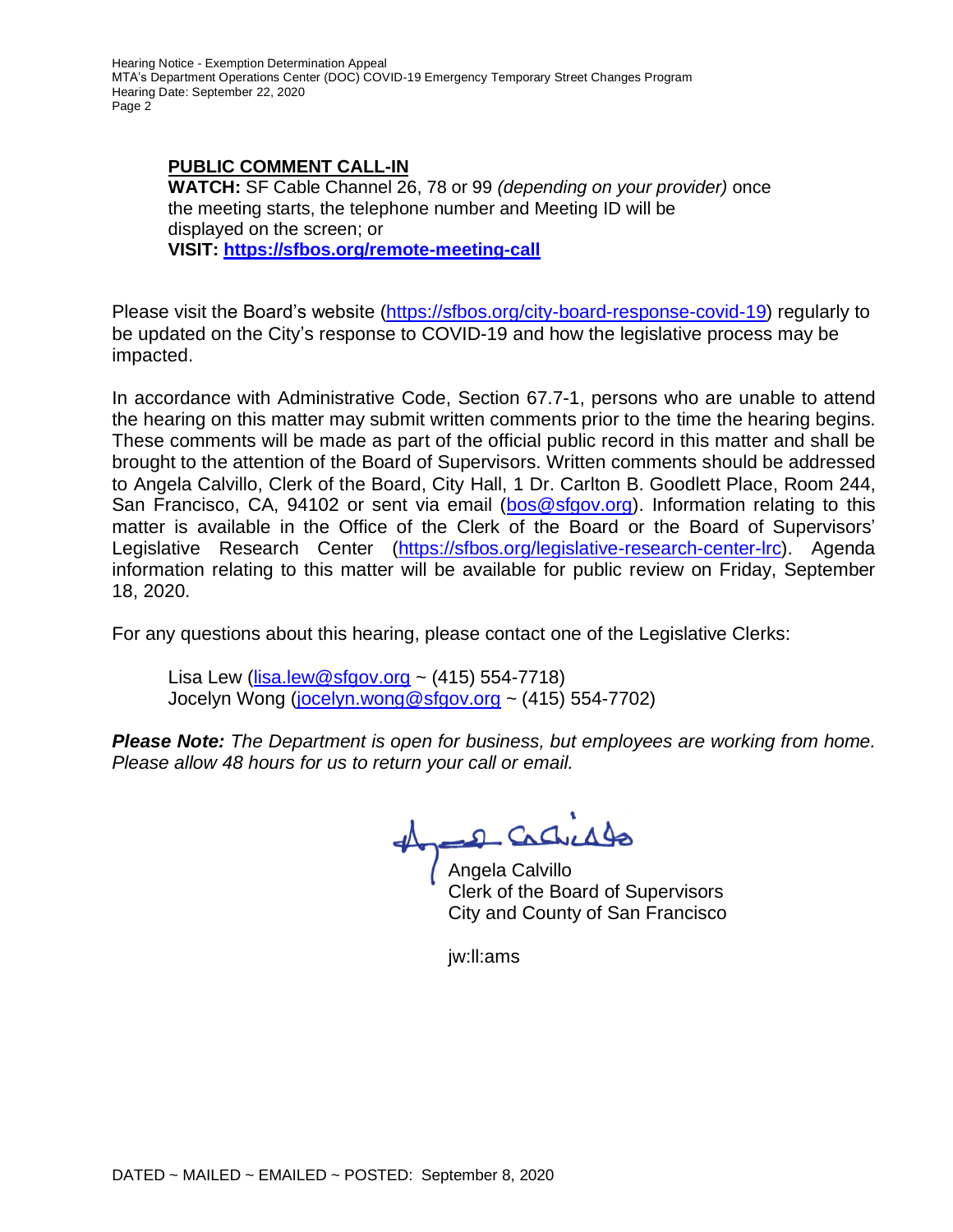**PUBLIC COMMENT CALL-IN**
**WATCH:** SF Cable Channel 26, 78 or 99 *(depending on your provider)* once the meeting starts, the telephone number and Meeting ID will be displayed on the screen; or
**VISIT: https://sfbos.org/remote-meeting-call**

Please visit the Board's website (https://sfbos.org/city-board-response-covid-19) regularly to be updated on the City's response to COVID-19 and how the legislative process may be impacted.

In accordance with Administrative Code, Section 67.7-1, persons who are unable to attend the hearing on this matter may submit written comments prior to the time the hearing begins. These comments will be made as part of the official public record in this matter and shall be brought to the attention of the Board of Supervisors. Written comments should be addressed to Angela Calvillo, Clerk of the Board, City Hall, 1 Dr. Carlton B. Goodlett Place, Room 244, San Francisco, CA, 94102 or sent via email (bos@sfgov.org). Information relating to this matter is available in the Office of the Clerk of the Board or the Board of Supervisors' Legislative Research Center (https://sfbos.org/legislative-research-center-lrc). Agenda information relating to this matter will be available for public review on Friday, September 18, 2020.

For any questions about this hearing, please contact one of the Legislative Clerks:

Lisa Lew (lisa.lew@sfgov.org ~ (415) 554-7718)
Jocelyn Wong (jocelyn.wong@sfgov.org ~ (415) 554-7702)

***Please Note:*** *The Department is open for business, but employees are working from home. Please allow 48 hours for us to return your call or email.*

Angela Calvillo
Clerk of the Board of Supervisors
City and County of San Francisco

jw:ll:ams

DATED ~ MAILED ~ EMAILED ~ POSTED: September 8, 2020